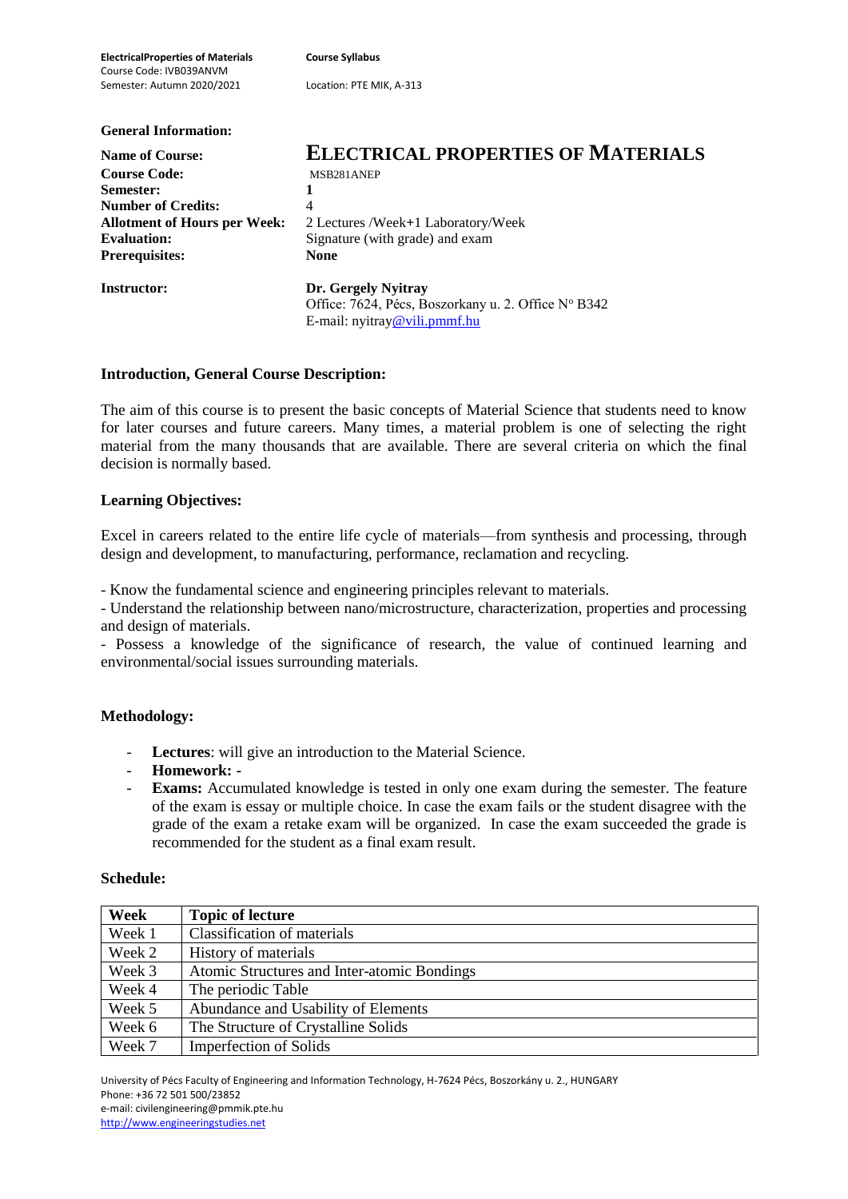## General Information:

| | |
|---|---|
| **Name of Course:** | **ELECTRICAL PROPERTIES OF MATERIALS** |
| **Course Code:** | MSB281ANEP |
| **Semester:** | **1** |
| **Number of Credits:** | 4 |
| **Allotment of Hours per Week:** | 2 Lectures /Week+1 Laboratory/Week |
| **Evaluation:** | Signature (with grade) and exam |
| **Prerequisites:** | **None** |
| **Instructor:** | **Dr. Gergely Nyitray**<br>Office: 7624, Pécs, Boszorkany u. 2. Office Nº B342<br>E-mail: nyitray@vili.pmmf.hu |

## Introduction, General Course Description:

The aim of this course is to present the basic concepts of Material Science that students need to know for later courses and future careers. Many times, a material problem is one of selecting the right material from the many thousands that are available. There several criteria on which the final decision is normally based.

## Learning Objectives:

Excel in careers related to the entire life cycle of materials—from synthesis and processing, through design and development, to manufacturing, performance, reclamation and recycling.

- Know the fundamental science and engineering principles relevant to materials.
- Understand the relationship between nano/microstructure, characterization, properties and processing and design of materials.
- Possess a knowledge of the significance of research, the value of continued learning and environmental/social issues surrounding materials.

## Methodology:

- **Lectures**: will give an introduction to the Material Science.
- **Homework: -**
- **Exams:** Accumulated knowledge is tested in only one exam during the semester. The feature of the exam is essay or multiple choice. In case the exam fails or the student disagree with the grade of the exam a retake exam will be organized. In case the exam succeeded the grade is recommended for the student as a final exam result.

## Schedule:

| Week | Topic of lecture |
|---|---|
| Week 1 | Classification of materials |
| Week 2 | History of materials |
| Week 3 | Atomic Structures and Inter-atomic Bondings |
| Week 4 | The periodic Table |
| Week 5 | Abundance and Usability of Elements |
| Week 6 | The Structure of Crystalline Solids |
| Week 7 | Imperfection of Solids |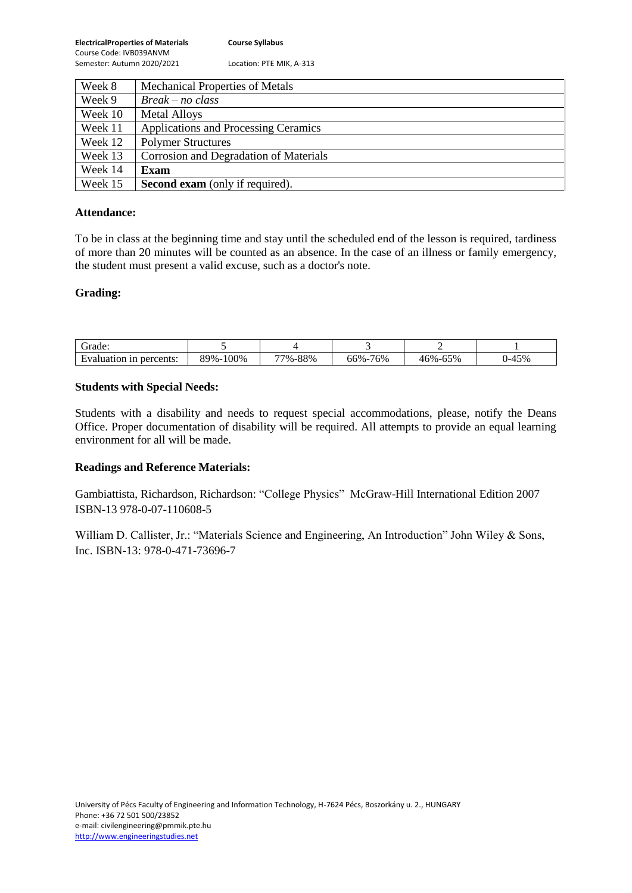| | |
|---|---|
| Week 8 | Mechanical Properties of Metals |
| Week 9 | *Break – no class* |
| Week 10 | Metal Alloys |
| Week 11 | Applications and Processing Ceramics |
| Week 12 | Polymer Structures |
| Week 13 | Corrosion and Degradation of Materials |
| Week 14 | **Exam** |
| Week 15 | **Second exam** (only if required). |

**Attendance:**

To be in class at the beginning time and stay until the scheduled end of the lesson is required, tardiness of more than 20 minutes will be counted as an absence. In the case of an illness or family emergency, the student must present a valid excuse, such as a doctor's note.

**Grading:**

| Grade: | 5 | 4 | 3 | 2 | 1 |
|---|---|---|---|---|---|
| Evaluation in percents: | 89%-100% | 77%-88% | 66%-76% | 46%-65% | 0-45% |

**Students with Special Needs:**

Students with a disability and needs to request special accommodations, please, notify the Deans Office. Proper documentation of disability will be required. All attempts to provide an equal learning environment for all will be made.

**Readings and Reference Materials:**

Gambiattista, Richardson, Richardson: "College Physics" McGraw-Hill International Edition 2007 ISBN-13 978-0-07-110608-5

William D. Callister, Jr.: "Materials Science and Engineering, An Introduction" John Wiley & Sons, Inc. ISBN-13: 978-0-471-73696-7